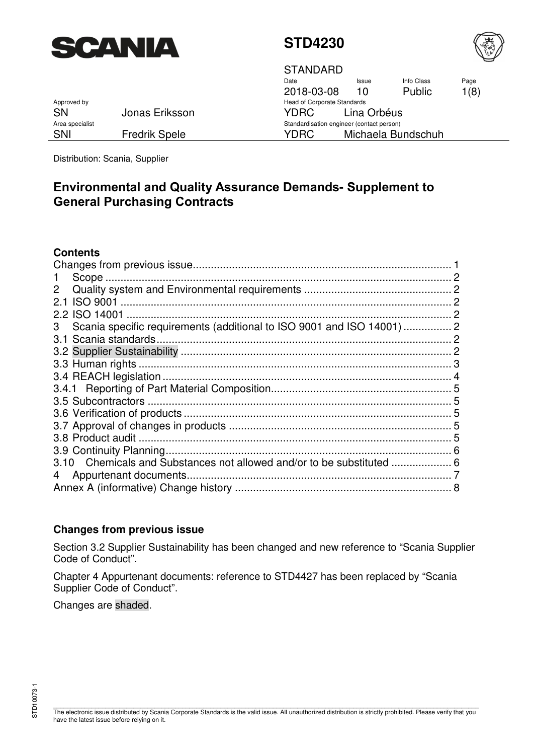# STD4230

STANDARD

| Date | Issue | Info Class | Page |
|---|---|---|---|
| 2018-03-08 | 10 | Public | 1(8) |

| Approved by | | Head of Corporate Standards | |
|---|---|---|---|
| SN | Jonas Eriksson | YDRC | Lina Orbéus |
| **Area specialist** | | **Standardisation engineer (contact person)** | |
| SNI | Fredrik Spele | YDRC | Michaela Bundschuh |

Distribution: Scania, Supplier

## Environmental and Quality Assurance Demands- Supplement to General Purchasing Contracts

### Contents

- Changes from previous issue ..... 1
- 1 Scope ..... 2
- 2 Quality system and Environmental requirements ..... 2
- 2.1 ISO 9001 ..... 2
- 2.2 ISO 14001 ..... 2
- 3 Scania specific requirements (additional to ISO 9001 and ISO 14001) ..... 2
- 3.1 Scania standards ..... 2
- 3.2 Supplier Sustainability ..... 2
- 3.3 Human rights ..... 3
- 3.4 REACH legislation ..... 4
- 3.4.1 Reporting of Part Material Composition ..... 5
- 3.5 Subcontractors ..... 5
- 3.6 Verification of products ..... 5
- 3.7 Approval of changes in products ..... 5
- 3.8 Product audit ..... 5
- 3.9 Continuity Planning ..... 6
- 3.10 Chemicals and Substances not allowed and/or to be substituted ..... 6
- 4 Appurtenant documents ..... 7
- Annex A (informative) Change history ..... 8

### Changes from previous issue

Section 3.2 Supplier Sustainability has been changed and new reference to "Scania Supplier Code of Conduct".

Chapter 4 Appurtenant documents: reference to STD4427 has been replaced by "Scania Supplier Code of Conduct".

Changes are shaded.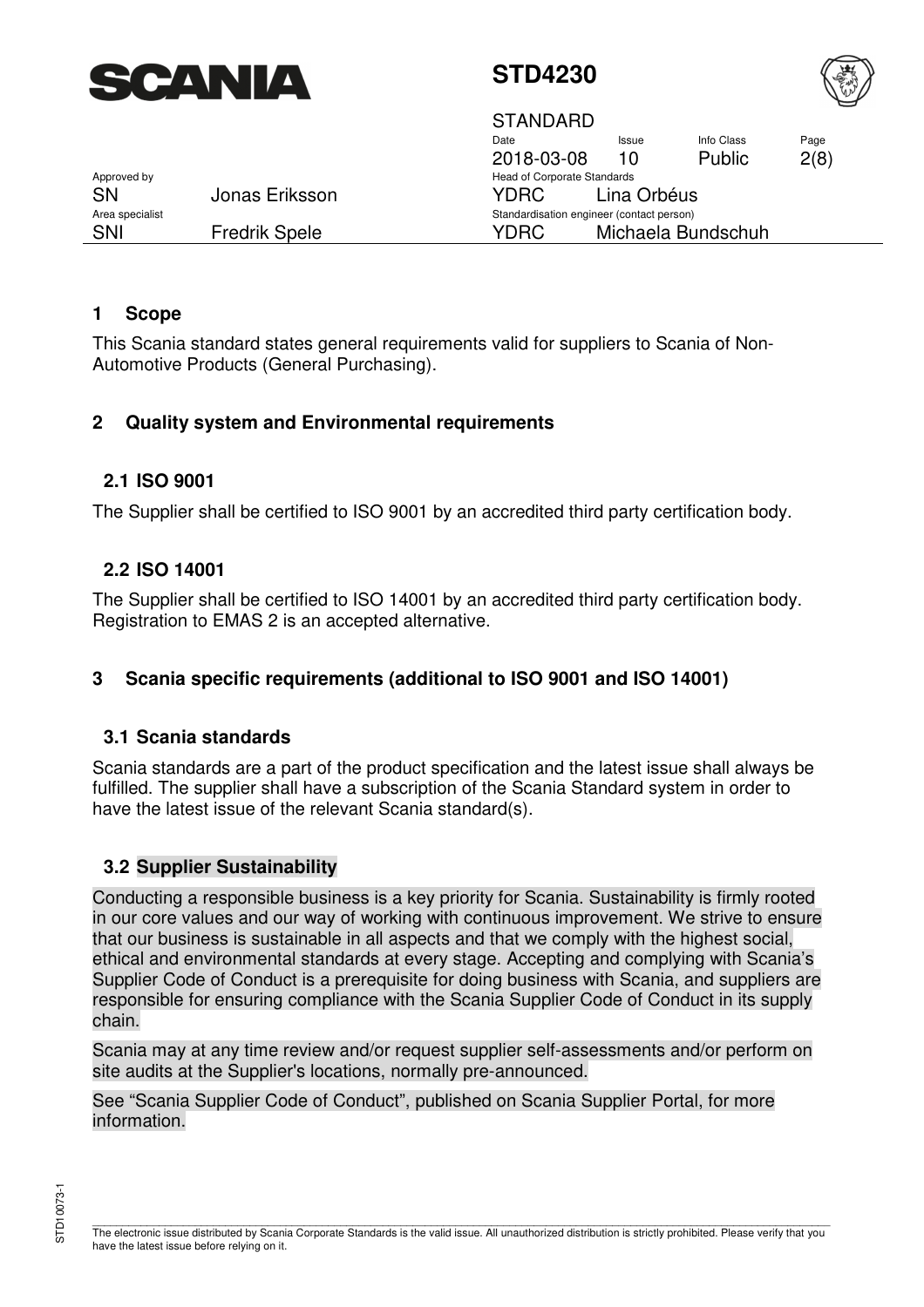## 1 Scope

This Scania standard states general requirements valid for suppliers to Scania of Non-Automotive Products (General Purchasing).

## 2 Quality system and Environmental requirements

### 2.1 ISO 9001

The Supplier shall be certified to ISO 9001 by an accredited third party certification body.

### 2.2 ISO 14001

The Supplier shall be certified to ISO 14001 by an accredited third party certification body. Registration to EMAS 2 is an accepted alternative.

## 3 Scania specific requirements (additional to ISO 9001 and ISO 14001)

### 3.1 Scania standards

Scania standards are a part of the product specification and the latest issue shall always be fulfilled. The supplier shall have a subscription of the Scania Standard system in order to have the latest issue of the relevant Scania standard(s).

### 3.2 Supplier Sustainability

Conducting a responsible business is a key priority for Scania. Sustainability is firmly rooted in our core values and our way of working with continuous improvement. We strive to ensure that our business is sustainable in all aspects and that we comply with the highest social, ethical and environmental standards at every stage. Accepting and complying with Scania's Supplier Code of Conduct is a prerequisite for doing business with Scania, and suppliers are responsible for ensuring compliance with the Scania Supplier Code of Conduct in its supply chain.

Scania may at any time review and/or request supplier self-assessments and/or perform on site audits at the Supplier's locations, normally pre-announced.

See "Scania Supplier Code of Conduct", published on Scania Supplier Portal, for more information.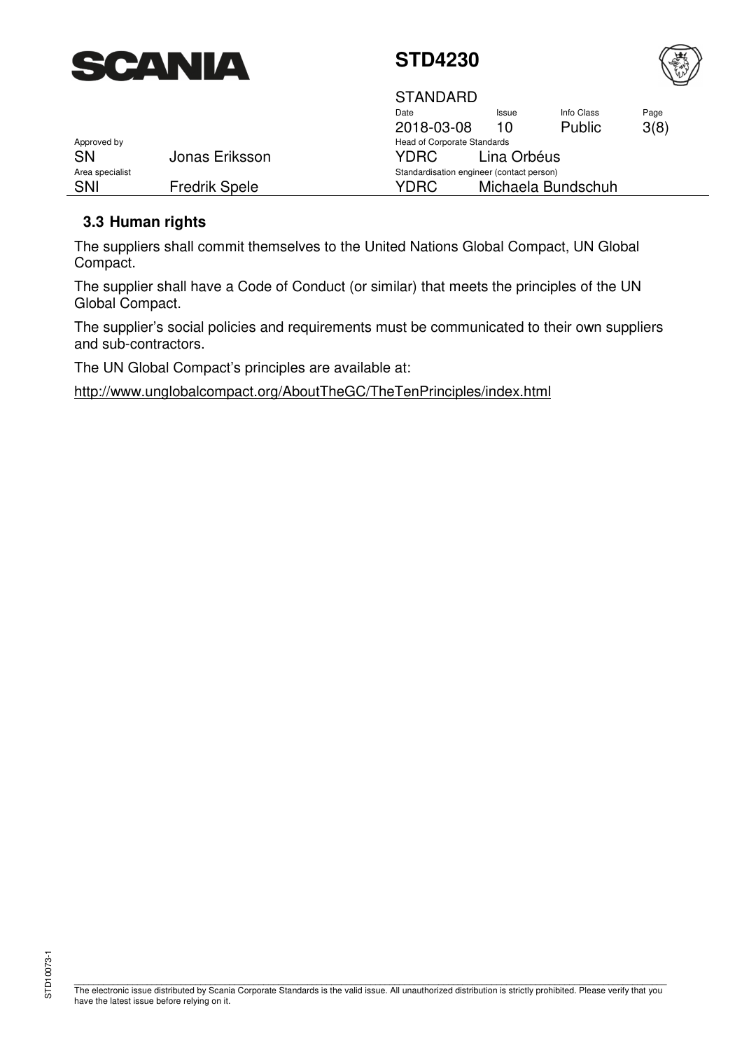### 3.3 Human rights

The suppliers shall commit themselves to the United Nations Global Compact, UN Global Compact.

The supplier shall have a Code of Conduct (or similar) that meets the principles of the UN Global Compact.

The supplier's social policies and requirements must be communicated to their own suppliers and sub-contractors.

The UN Global Compact's principles are available at:

http://www.unglobalcompact.org/AboutTheGC/TheTenPrinciples/index.html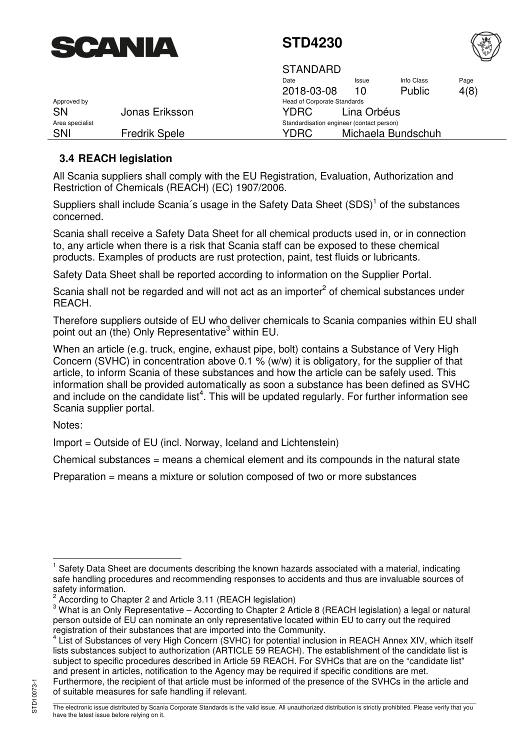### 3.4 REACH legislation

All Scania suppliers shall comply with the EU Registration, Evaluation, Authorization and Restriction of Chemicals (REACH) (EC) 1907/2006.

Suppliers shall include Scania´s usage in the Safety Data Sheet (SDS)[1] of the substances concerned.

Scania shall receive a Safety Data Sheet for all chemical products used in, or in connection to, any article when there is a risk that Scania staff can be exposed to these chemical products. Examples of products are rust protection, paint, test fluids or lubricants.

Safety Data Sheet shall be reported according to information on the Supplier Portal.

Scania shall not be regarded and will not act as an importer[2] of chemical substances under REACH.

Therefore suppliers outside of EU who deliver chemicals to Scania companies within EU shall point out an (the) Only Representative[3] within EU.

When an article (e.g. truck, engine, exhaust pipe, bolt) contains a Substance of Very High Concern (SVHC) in concentration above 0.1 % (w/w) it is obligatory, for the supplier of that article, to inform Scania of these substances and how the article can be safely used. This information shall be provided automatically as soon a substance has been defined as SVHC and include on the candidate list[4]. This will be updated regularly. For further information see Scania supplier portal.

Notes:

Import = Outside of EU (incl. Norway, Iceland and Lichtenstein)

Chemical substances = means a chemical element and its compounds in the natural state

Preparation = means a mixture or solution composed of two or more substances

---

[1] Safety Data Sheet are documents describing the known hazards associated with a material, indicating safe handling procedures and recommending responses to accidents and thus are invaluable sources of safety information.

[2] According to Chapter 2 and Article 3.11 (REACH legislation)

[3] What is an Only Representative – According to Chapter 2 Article 8 (REACH legislation) a legal or natural person outside of EU can nominate an only representative located within EU to carry out the required registration of their substances that are imported into the Community.

[4] List of Substances of very High Concern (SVHC) for potential inclusion in REACH Annex XIV, which itself lists substances subject to authorization (ARTICLE 59 REACH). The establishment of the candidate list is subject to specific procedures described in Article 59 REACH. For SVHCs that are on the "candidate list" and present in articles, notification to the Agency may be required if specific conditions are met. Furthermore, the recipient of that article must be informed of the presence of the SVHCs in the article and of suitable measures for safe handling if relevant.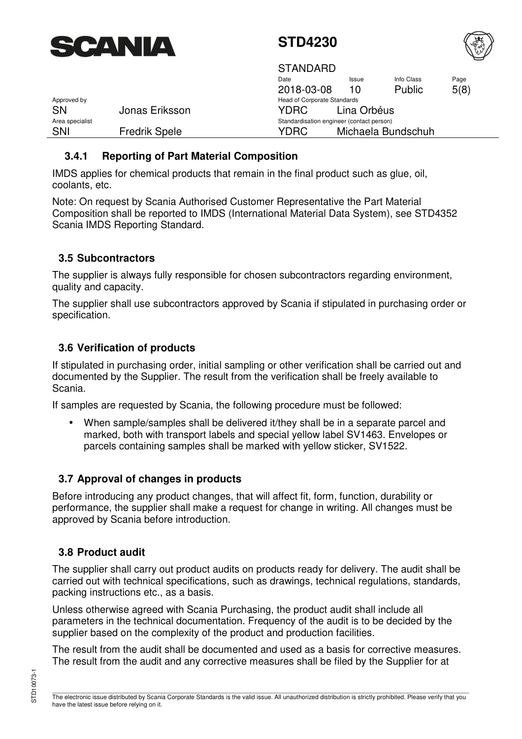### 3.4.1 Reporting of Part Material Composition

IMDS applies for chemical products that remain in the final product such as glue, oil, coolants, etc.

Note: On request by Scania Authorised Customer Representative the Part Material Composition shall be reported to IMDS (International Material Data System), see STD4352 Scania IMDS Reporting Standard.

## 3.5 Subcontractors

The supplier is always fully responsible for chosen subcontractors regarding environment, quality and capacity.

The supplier shall use subcontractors approved by Scania if stipulated in purchasing order or specification.

## 3.6 Verification of products

If stipulated in purchasing order, initial sampling or other verification shall be carried out and documented by the Supplier. The result from the verification shall be freely available to Scania.

If samples are requested by Scania, the following procedure must be followed:

- When sample/samples shall be delivered it/they shall be in a separate parcel and marked, both with transport labels and special yellow label SV1463. Envelopes or parcels containing samples shall be marked with yellow sticker, SV1522.

## 3.7 Approval of changes in products

Before introducing any product changes, that will affect fit, form, function, durability or performance, the supplier shall make a request for change in writing. All changes must be approved by Scania before introduction.

## 3.8 Product audit

The supplier shall carry out product audits on products ready for delivery. The audit shall be carried out with technical specifications, such as drawings, technical regulations, standards, packing instructions etc., as a basis.

Unless otherwise agreed with Scania Purchasing, the product audit shall include all parameters in the technical documentation. Frequency of the audit is to be decided by the supplier based on the complexity of the product and production facilities.

The result from the audit shall be documented and used as a basis for corrective measures. The result from the audit and any corrective measures shall be filed by the Supplier for at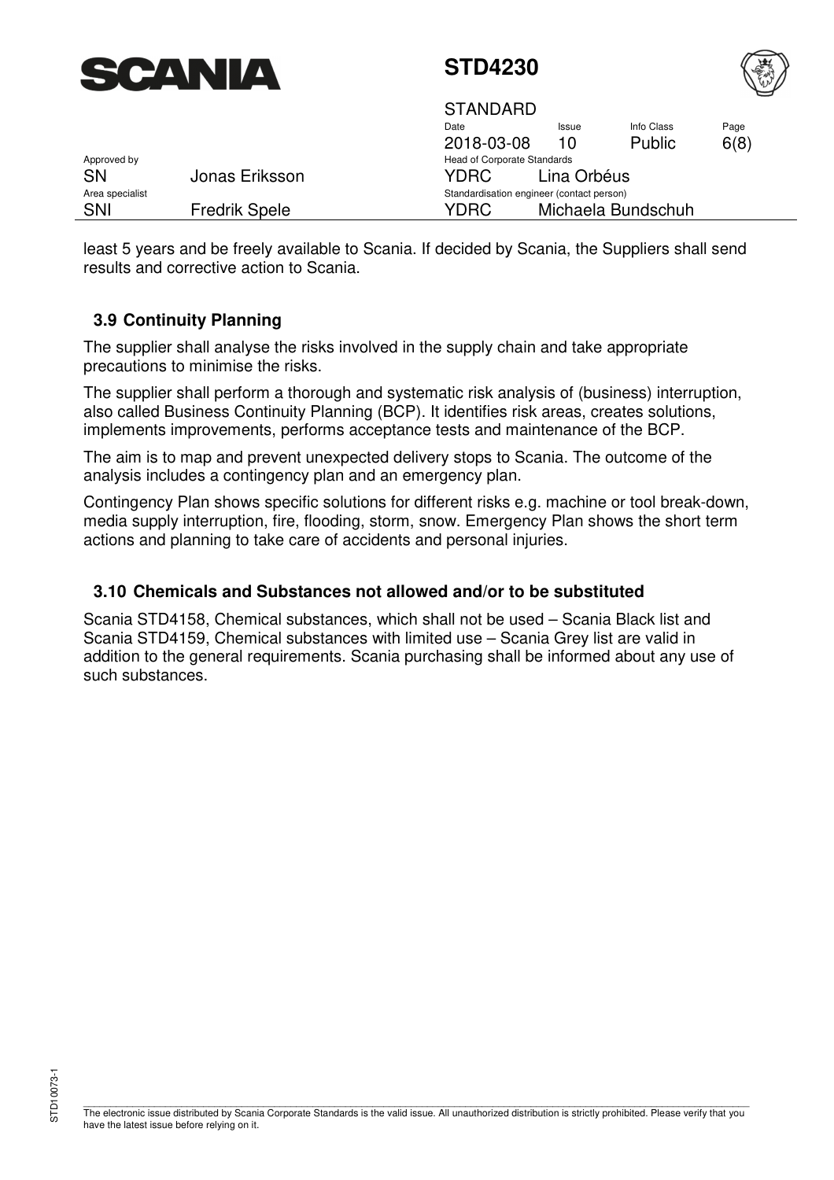least 5 years and be freely available to Scania. If decided by Scania, the Suppliers shall send results and corrective action to Scania.

## 3.9 Continuity Planning

The supplier shall analyse the risks involved in the supply chain and take appropriate precautions to minimise the risks.

The supplier shall perform a thorough and systematic risk analysis of (business) interruption, also called Business Continuity Planning (BCP). It identifies risk areas, creates solutions, implements improvements, performs acceptance tests and maintenance of the BCP.

The aim is to map and prevent unexpected delivery stops to Scania. The outcome of the analysis includes a contingency plan and an emergency plan.

Contingency Plan shows specific solutions for different risks e.g. machine or tool break-down, media supply interruption, fire, flooding, storm, snow. Emergency Plan shows the short term actions and planning to take care of accidents and personal injuries.

## 3.10 Chemicals and Substances not allowed and/or to be substituted

Scania STD4158, Chemical substances, which shall not be used – Scania Black list and Scania STD4159, Chemical substances with limited use – Scania Grey list are valid in addition to the general requirements. Scania purchasing shall be informed about any use of such substances.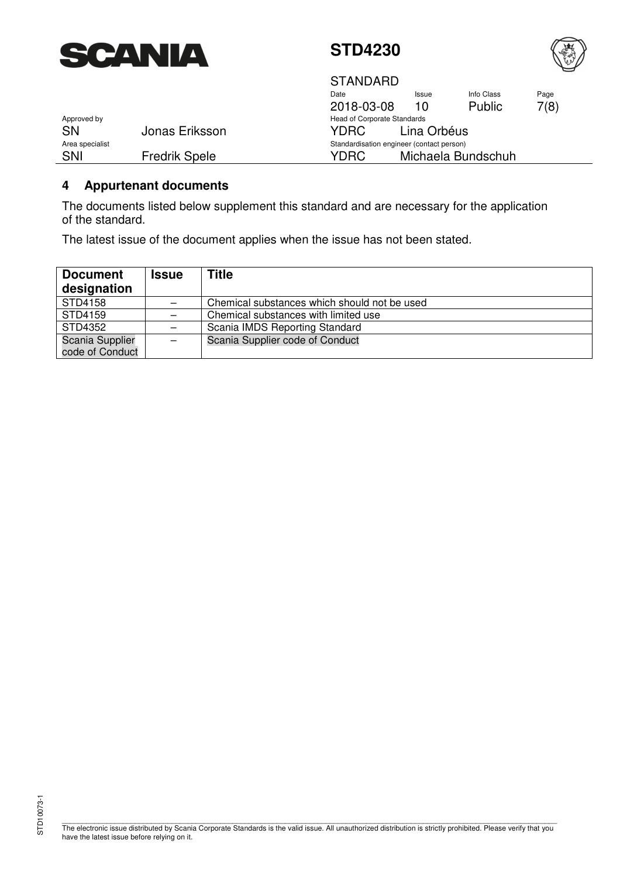## 4 Appurtenant documents

The documents listed below supplement this standard and are necessary for the application of the standard.

The latest issue of the document applies when the issue has not been stated.

| Document designation | Issue | Title |
|---|---|---|
| STD4158 | – | Chemical substances which should not be used |
| STD4159 | – | Chemical substances with limited use |
| STD4352 | – | Scania IMDS Reporting Standard |
| Scania Supplier code of Conduct | – | Scania Supplier code of Conduct |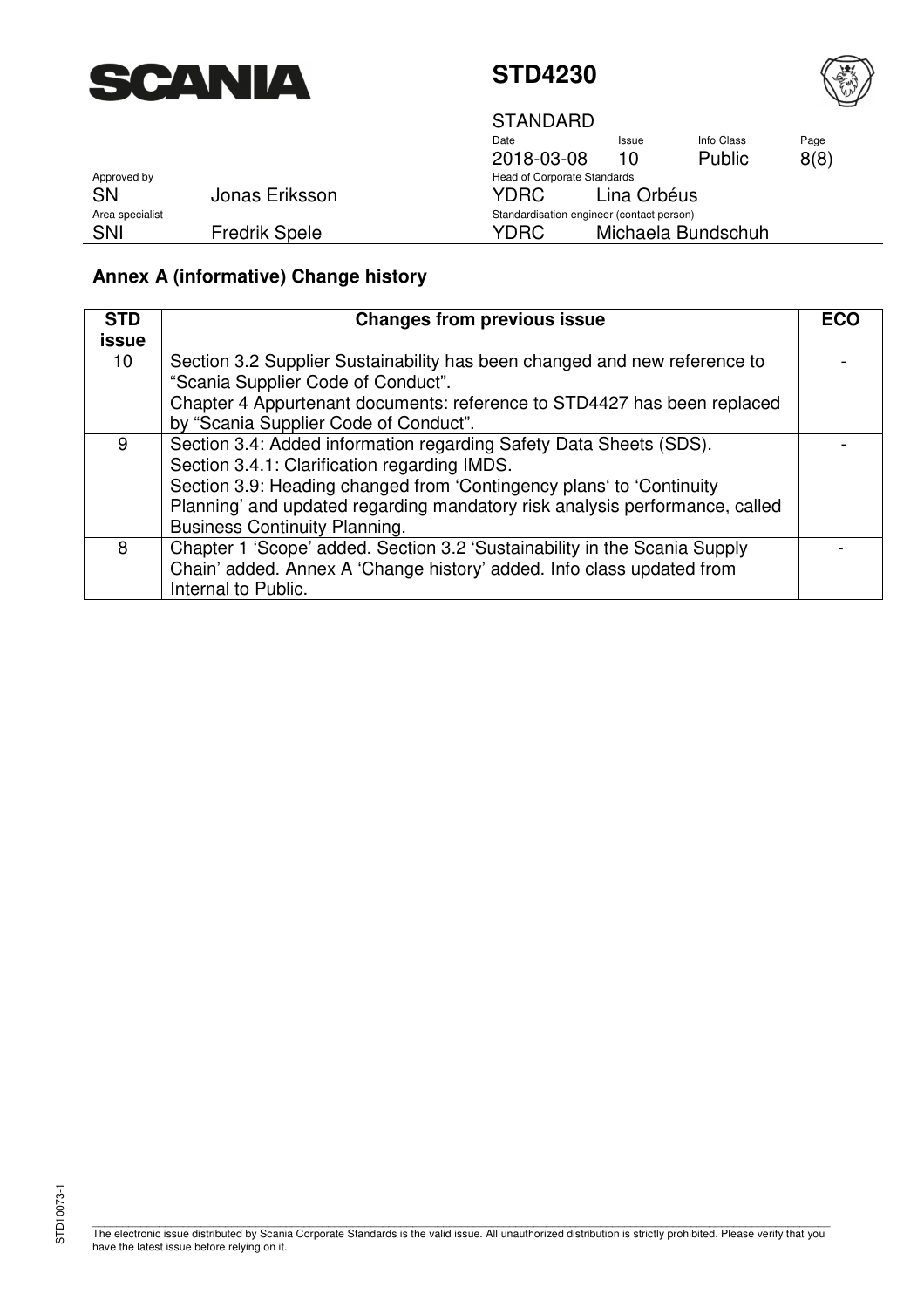## Annex A (informative) Change history

| STD issue | Changes from previous issue | ECO |
|---|---|---|
| 10 | Section 3.2 Supplier Sustainability has been changed and new reference to “Scania Supplier Code of Conduct”.<br>Chapter 4 Appurtenant documents: reference to STD4427 has been replaced by “Scania Supplier Code of Conduct”. | - |
| 9 | Section 3.4: Added information regarding Safety Data Sheets (SDS).<br>Section 3.4.1: Clarification regarding IMDS.<br>Section 3.9: Heading changed from ‘Contingency plans‘ to ‘Continuity Planning’ and updated regarding mandatory risk analysis performance, called Business Continuity Planning. | - |
| 8 | Chapter 1 ‘Scope’ added. Section 3.2 ‘Sustainability in the Scania Supply Chain’ added. Annex A ‘Change history’ added. Info class updated from Internal to Public. | - |